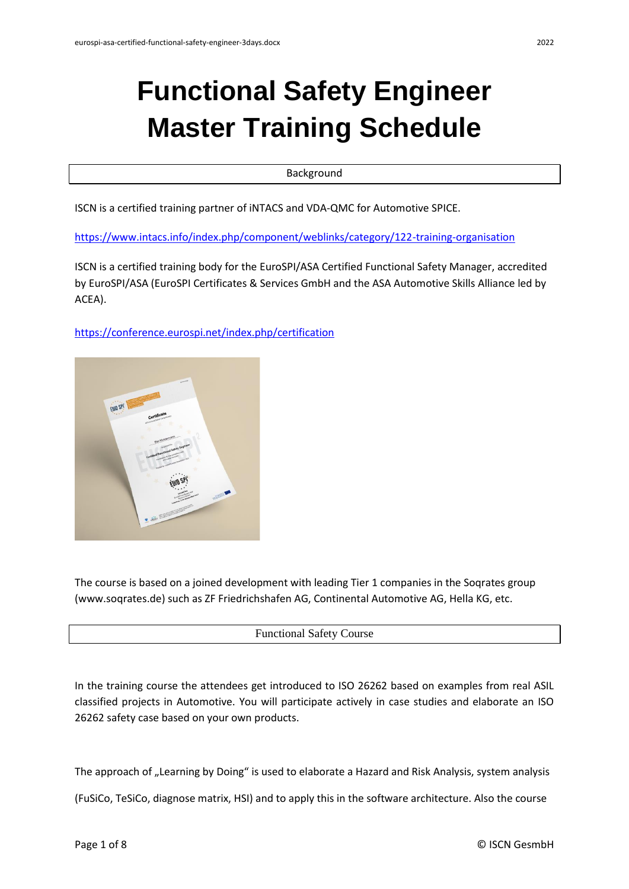# Functional Safety Engineer
# Master Training Schedule

## Background

ISCN is a certified training partner of iNTACS and VDA-QMC for Automotive SPICE.

https://www.intacs.info/index.php/component/weblinks/category/122-training-organisation

ISCN is a certified training body for the EuroSPI/ASA Certified Functional Safety Manager, accredited by EuroSPI/ASA (EuroSPI Certificates & Services GmbH and the ASA Automotive Skills Alliance led by ACEA).

https://conference.eurospi.net/index.php/certification

The course is based on a joined development with leading Tier 1 companies in the Soqrates group (www.soqrates.de) such as ZF Friedrichshafen AG, Continental Automotive AG, Hella KG, etc.

## Functional Safety Course

In the training course the attendees get introduced to ISO 26262 based on examples from real ASIL classified projects in Automotive. You will participate actively in case studies and elaborate an ISO 26262 safety case based on your own products.

The approach of „Learning by Doing" is used to elaborate a Hazard and Risk Analysis, system analysis

(FuSiCo, TeSiCo, diagnose matrix, HSI) and to apply this in the software architecture. Also the course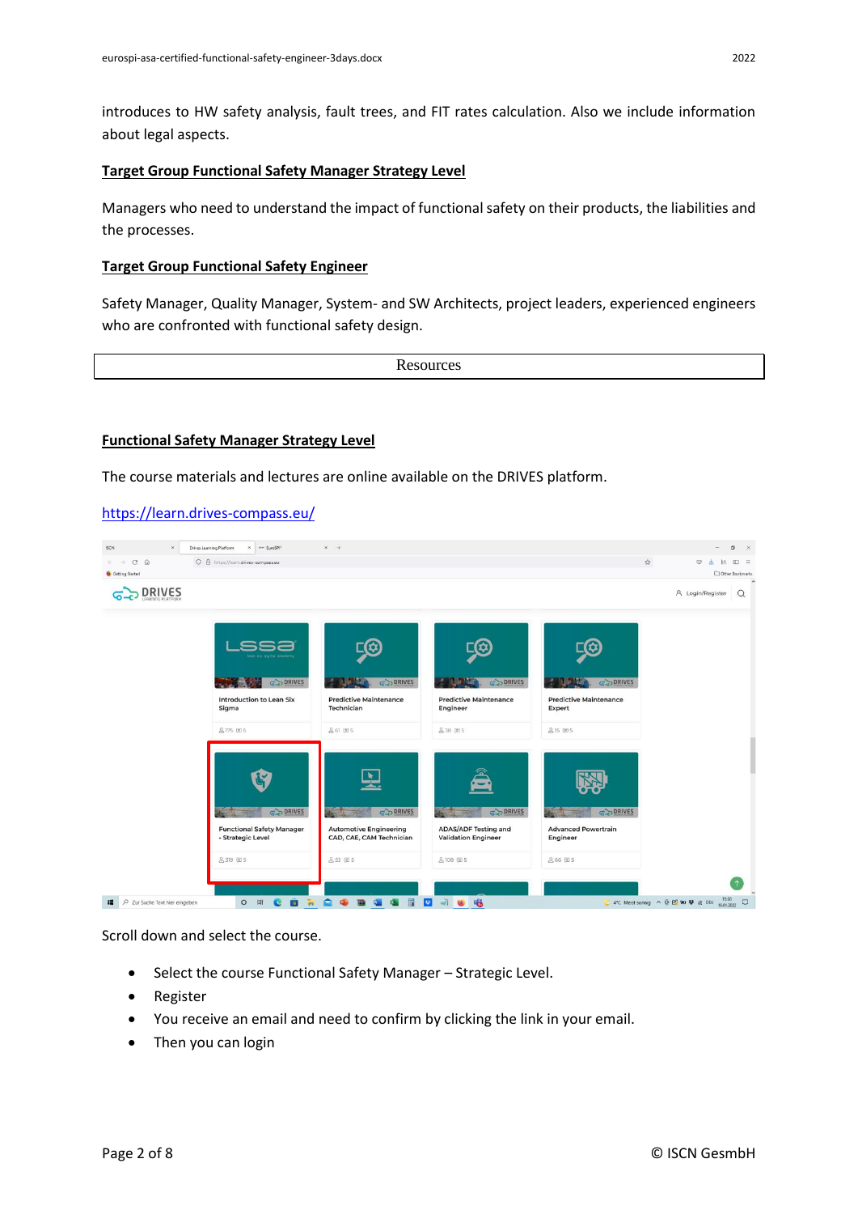introduces to HW safety analysis, fault trees, and FIT rates calculation. Also we include information about legal aspects.

**Target Group Functional Safety Manager Strategy Level**

Managers who need to understand the impact of functional safety on their products, the liabilities and the processes.

**Target Group Functional Safety Engineer**

Safety Manager, Quality Manager, System- and SW Architects, project leaders, experienced engineers who are confronted with functional safety design.

| Resources |
|---|

**Functional Safety Manager Strategy Level**

The course materials and lectures are online available on the DRIVES platform.

https://learn.drives-compass.eu/

Scroll down and select the course.

- Select the course Functional Safety Manager – Strategic Level.
- Register
- You receive an email and need to confirm by clicking the link in your email.
- Then you can login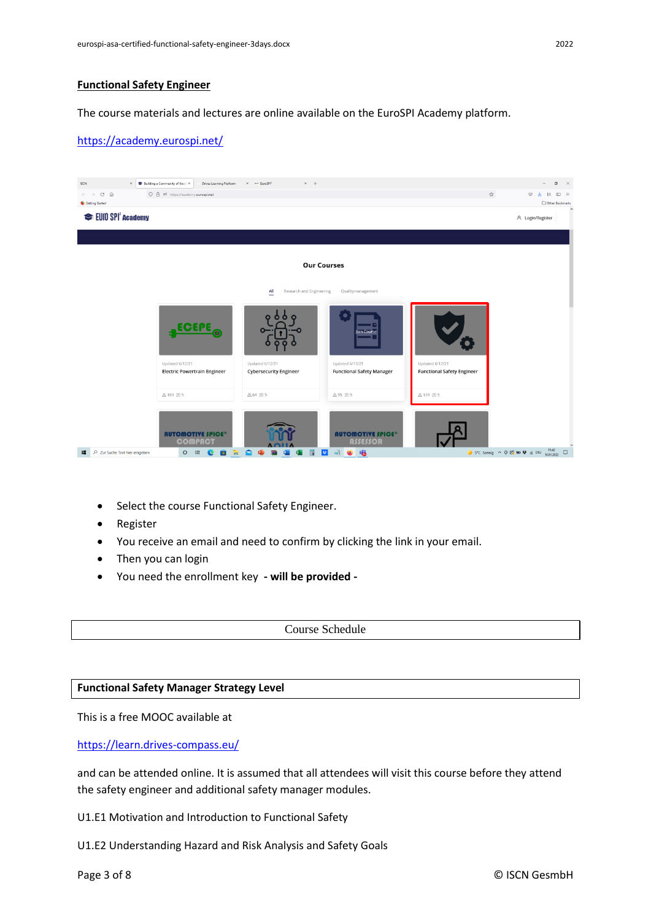## Functional Safety Engineer

The course materials and lectures are online available on the EuroSPI Academy platform.

https://academy.eurospi.net/

- Select the course Functional Safety Engineer.
- Register
- You receive an email and need to confirm by clicking the link in your email.
- Then you can login
- You need the enrollment key **- will be provided -**

Course Schedule

## Functional Safety Manager Strategy Level

This is a free MOOC available at

https://learn.drives-compass.eu/

and can be attended online. It is assumed that all attendees will visit this course before they attend the safety engineer and additional safety manager modules.

U1.E1 Motivation and Introduction to Functional Safety

U1.E2 Understanding Hazard and Risk Analysis and Safety Goals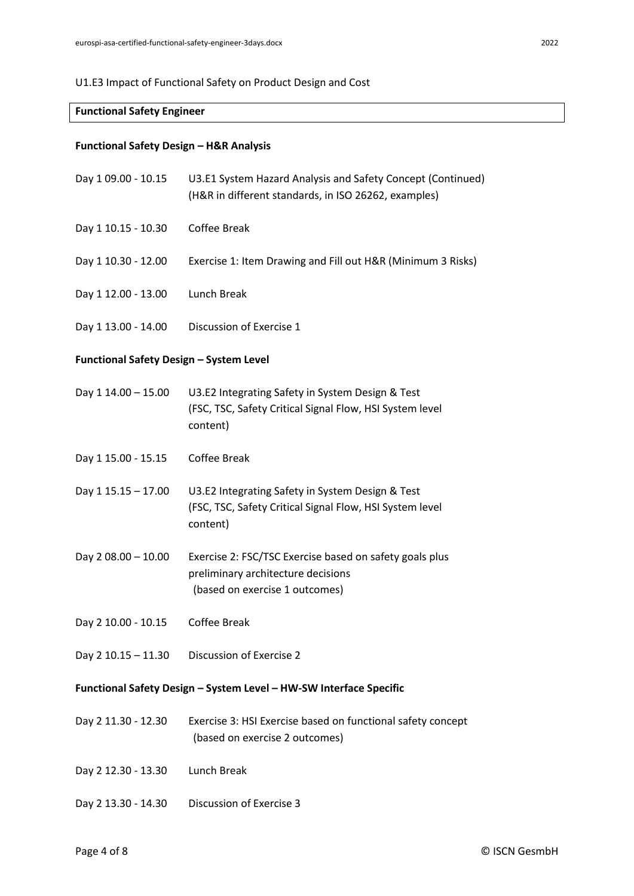U1.E3 Impact of Functional Safety on Product Design and Cost

| **Functional Safety Engineer** |
|---|

### Functional Safety Design – H&R Analysis

| | |
|---|---|
| Day 1 09.00 - 10.15 | U3.E1 System Hazard Analysis and Safety Concept (Continued) (H&R in different standards, in ISO 26262, examples) |
| Day 1 10.15 - 10.30 | Coffee Break |
| Day 1 10.30 - 12.00 | Exercise 1: Item Drawing and Fill out H&R (Minimum 3 Risks) |
| Day 1 12.00 - 13.00 | Lunch Break |
| Day 1 13.00 - 14.00 | Discussion of Exercise 1 |

### Functional Safety Design – System Level

| | |
|---|---|
| Day 1 14.00 – 15.00 | U3.E2 Integrating Safety in System Design & Test (FSC, TSC, Safety Critical Signal Flow, HSI System level content) |
| Day 1 15.00 - 15.15 | Coffee Break |
| Day 1 15.15 – 17.00 | U3.E2 Integrating Safety in System Design & Test (FSC, TSC, Safety Critical Signal Flow, HSI System level content) |
| Day 2 08.00 – 10.00 | Exercise 2: FSC/TSC Exercise based on safety goals plus preliminary architecture decisions (based on exercise 1 outcomes) |
| Day 2 10.00 - 10.15 | Coffee Break |
| Day 2 10.15 – 11.30 | Discussion of Exercise 2 |

### Functional Safety Design – System Level – HW-SW Interface Specific

| | |
|---|---|
| Day 2 11.30 - 12.30 | Exercise 3: HSI Exercise based on functional safety concept (based on exercise 2 outcomes) |
| Day 2 12.30 - 13.30 | Lunch Break |
| Day 2 13.30 - 14.30 | Discussion of Exercise 3 |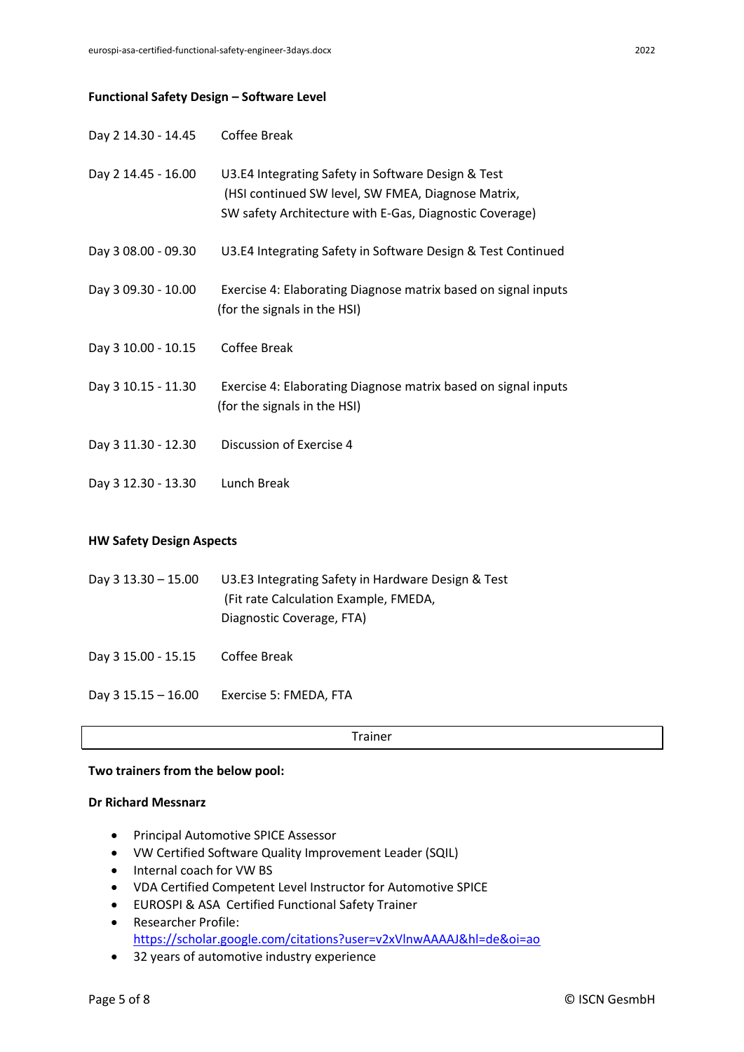**Functional Safety Design – Software Level**

Day 2 14.30 - 14.45 Coffee Break

Day 2 14.45 - 16.00 U3.E4 Integrating Safety in Software Design & Test (HSI continued SW level, SW FMEA, Diagnose Matrix, SW safety Architecture with E-Gas, Diagnostic Coverage)

Day 3 08.00 - 09.30 U3.E4 Integrating Safety in Software Design & Test Continued

Day 3 09.30 - 10.00 Exercise 4: Elaborating Diagnose matrix based on signal inputs (for the signals in the HSI)

Day 3 10.00 - 10.15 Coffee Break

Day 3 10.15 - 11.30 Exercise 4: Elaborating Diagnose matrix based on signal inputs (for the signals in the HSI)

Day 3 11.30 - 12.30 Discussion of Exercise 4

Day 3 12.30 - 13.30 Lunch Break

**HW Safety Design Aspects**

Day 3 13.30 – 15.00 U3.E3 Integrating Safety in Hardware Design & Test (Fit rate Calculation Example, FMEDA, Diagnostic Coverage, FTA)

Day 3 15.00 - 15.15 Coffee Break

Day 3 15.15 – 16.00 Exercise 5: FMEDA, FTA

| Trainer |
| --- |

**Two trainers from the below pool:**

**Dr Richard Messnarz**

- Principal Automotive SPICE Assessor
- VW Certified Software Quality Improvement Leader (SQIL)
- Internal coach for VW BS
- VDA Certified Competent Level Instructor for Automotive SPICE
- EUROSPI & ASA Certified Functional Safety Trainer
- Researcher Profile: https://scholar.google.com/citations?user=v2xVlnwAAAAJ&hl=de&oi=ao
- 32 years of automotive industry experience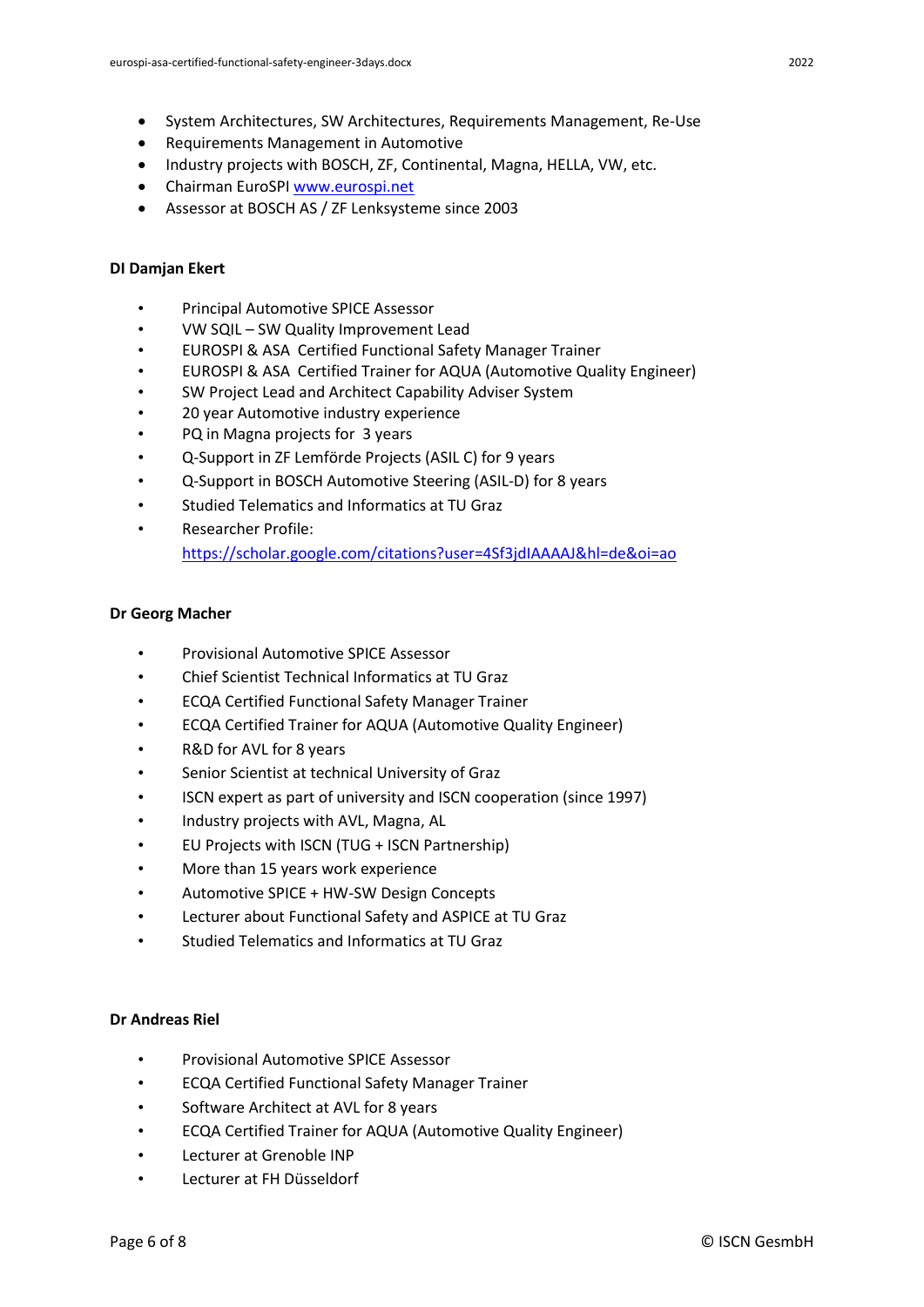- System Architectures, SW Architectures, Requirements Management, Re-Use
- Requirements Management in Automotive
- Industry projects with BOSCH, ZF, Continental, Magna, HELLA, VW, etc.
- Chairman EuroSPI [www.eurospi.net](http://www.eurospi.net)
- Assessor at BOSCH AS / ZF Lenksysteme since 2003

**DI Damjan Ekert**

- Principal Automotive SPICE Assessor
- VW SQIL – SW Quality Improvement Lead
- EUROSPI & ASA Certified Functional Safety Manager Trainer
- EUROSPI & ASA Certified Trainer for AQUA (Automotive Quality Engineer)
- SW Project Lead and Architect Capability Adviser System
- 20 year Automotive industry experience
- PQ in Magna projects for 3 years
- Q-Support in ZF Lemförde Projects (ASIL C) for 9 years
- Q-Support in BOSCH Automotive Steering (ASIL-D) for 8 years
- Studied Telematics and Informatics at TU Graz
- Researcher Profile: [https://scholar.google.com/citations?user=4Sf3jdIAAAAJ&hl=de&oi=ao](https://scholar.google.com/citations?user=4Sf3jdIAAAAJ&hl=de&oi=ao)

**Dr Georg Macher**

- Provisional Automotive SPICE Assessor
- Chief Scientist Technical Informatics at TU Graz
- ECQA Certified Functional Safety Manager Trainer
- ECQA Certified Trainer for AQUA (Automotive Quality Engineer)
- R&D for AVL for 8 years
- Senior Scientist at technical University of Graz
- ISCN expert as part of university and ISCN cooperation (since 1997)
- Industry projects with AVL, Magna, AL
- EU Projects with ISCN (TUG + ISCN Partnership)
- More than 15 years work experience
- Automotive SPICE + HW-SW Design Concepts
- Lecturer about Functional Safety and ASPICE at TU Graz
- Studied Telematics and Informatics at TU Graz

**Dr Andreas Riel**

- Provisional Automotive SPICE Assessor
- ECQA Certified Functional Safety Manager Trainer
- Software Architect at AVL for 8 years
- ECQA Certified Trainer for AQUA (Automotive Quality Engineer)
- Lecturer at Grenoble INP
- Lecturer at FH Düsseldorf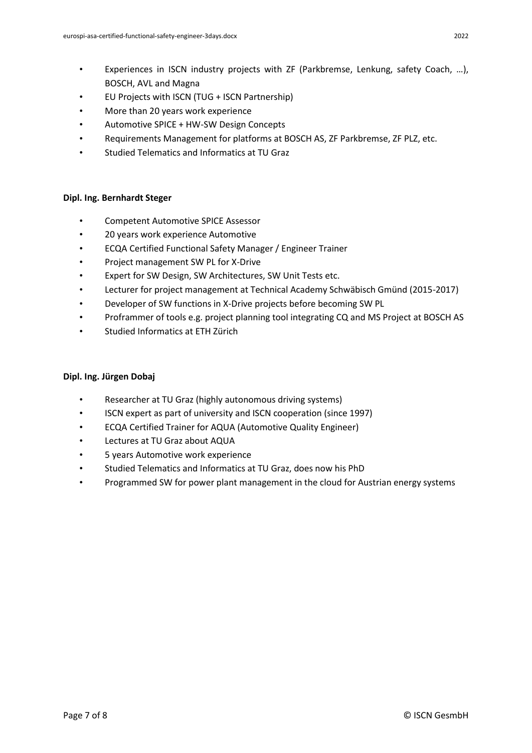- Experiences in ISCN industry projects with ZF (Parkbremse, Lenkung, safety Coach, …), BOSCH, AVL and Magna
- EU Projects with ISCN (TUG + ISCN Partnership)
- More than 20 years work experience
- Automotive SPICE + HW-SW Design Concepts
- Requirements Management for platforms at BOSCH AS, ZF Parkbremse, ZF PLZ, etc.
- Studied Telematics and Informatics at TU Graz

**Dipl. Ing. Bernhardt Steger**

- Competent Automotive SPICE Assessor
- 20 years work experience Automotive
- ECQA Certified Functional Safety Manager / Engineer Trainer
- Project management SW PL for X-Drive
- Expert for SW Design, SW Architectures, SW Unit Tests etc.
- Lecturer for project management at Technical Academy Schwäbisch Gmünd (2015-2017)
- Developer of SW functions in X-Drive projects before becoming SW PL
- Proframmer of tools e.g. project planning tool integrating CQ and MS Project at BOSCH AS
- Studied Informatics at ETH Zürich

**Dipl. Ing. Jürgen Dobaj**

- Researcher at TU Graz (highly autonomous driving systems)
- ISCN expert as part of university and ISCN cooperation (since 1997)
- ECQA Certified Trainer for AQUA (Automotive Quality Engineer)
- Lectures at TU Graz about AQUA
- 5 years Automotive work experience
- Studied Telematics and Informatics at TU Graz, does now his PhD
- Programmed SW for power plant management in the cloud for Austrian energy systems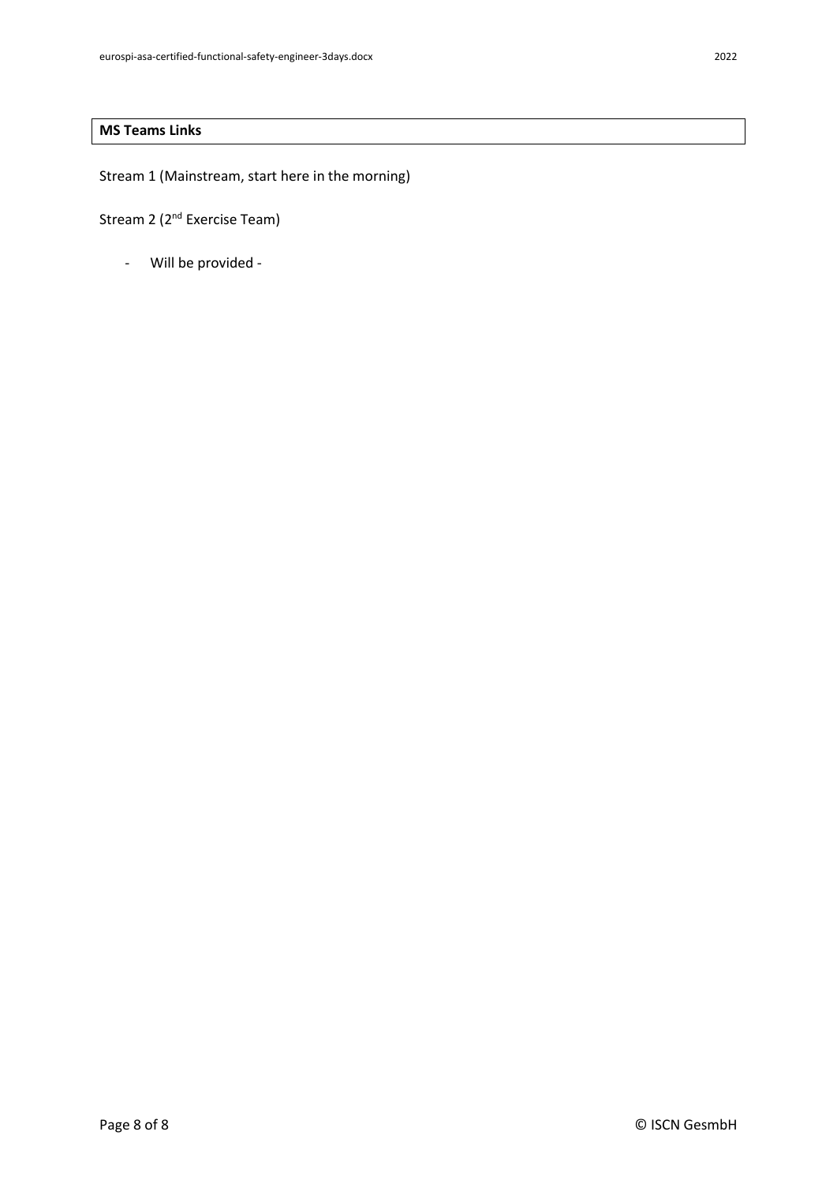## MS Teams Links

Stream 1 (Mainstream, start here in the morning)

Stream 2 (2nd Exercise Team)

- Will be provided -